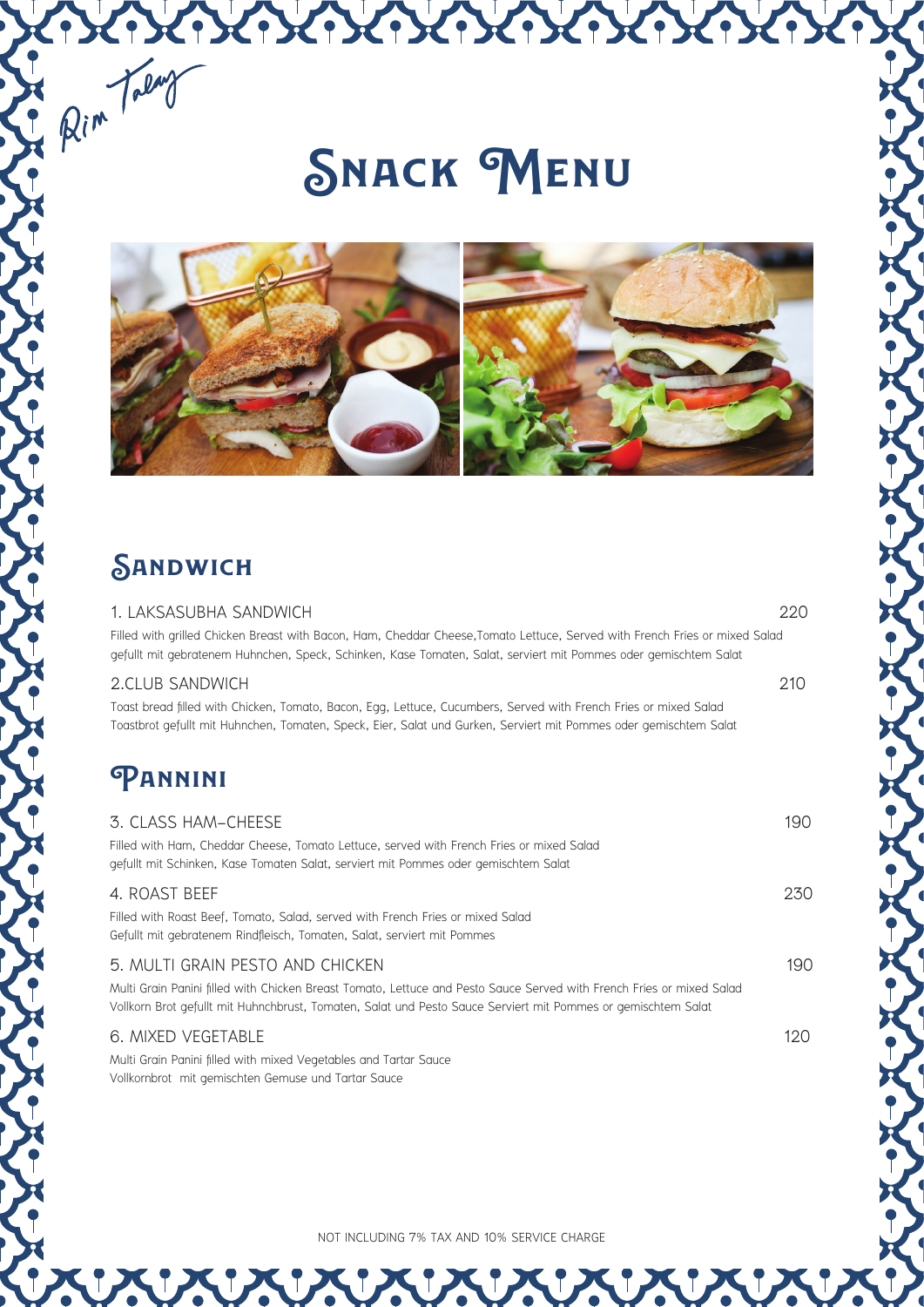*Rim Talay*

# Snack Menu

## Sandwich

**1. LAKSASUBHA SANDWICH** — 220

Filled with grilled Chicken Breast with Bacon, Ham, Cheddar Cheese,Tomato Lettuce, Served with French Fries or mixed Salad
gefullt mit gebratenem Huhnchen, Speck, Schinken, Kase Tomaten, Salat, serviert mit Pommes oder gemischtem Salat

**2.CLUB SANDWICH** — 210

Toast bread filled with Chicken, Tomato, Bacon, Egg, Lettuce, Cucumbers, Served with French Fries or mixed Salad
Toastbrot gefullt mit Huhnchen, Tomaten, Speck, Eier, Salat und Gurken, Serviert mit Pommes oder gemischtem Salat

## Pannini

**3. CLASS HAM-CHEESE** — 190

Filled with Ham, Cheddar Cheese, Tomato Lettuce, served with French Fries or mixed Salad
gefullt mit Schinken, Kase Tomaten Salat, serviert mit Pommes oder gemischtem Salat

**4. ROAST BEEF** — 230

Filled with Roast Beef, Tomato, Salad, served with French Fries or mixed Salad
Gefullt mit gebratenem Rindfleisch, Tomaten, Salat, serviert mit Pommes

**5. MULTI GRAIN PESTO AND CHICKEN** — 190

Multi Grain Panini filled with Chicken Breast Tomato, Lettuce and Pesto Sauce Served with French Fries or mixed Salad
Vollkorn Brot gefullt mit Huhnchbrust, Tomaten, Salat und Pesto Sauce Serviert mit Pommes or gemischtem Salat

**6. MIXED VEGETABLE** — 120

Multi Grain Panini filled with mixed Vegetables and Tartar Sauce
Vollkornbrot mit gemischten Gemuse und Tartar Sauce

NOT INCLUDING 7% TAX AND 10% SERVICE CHARGE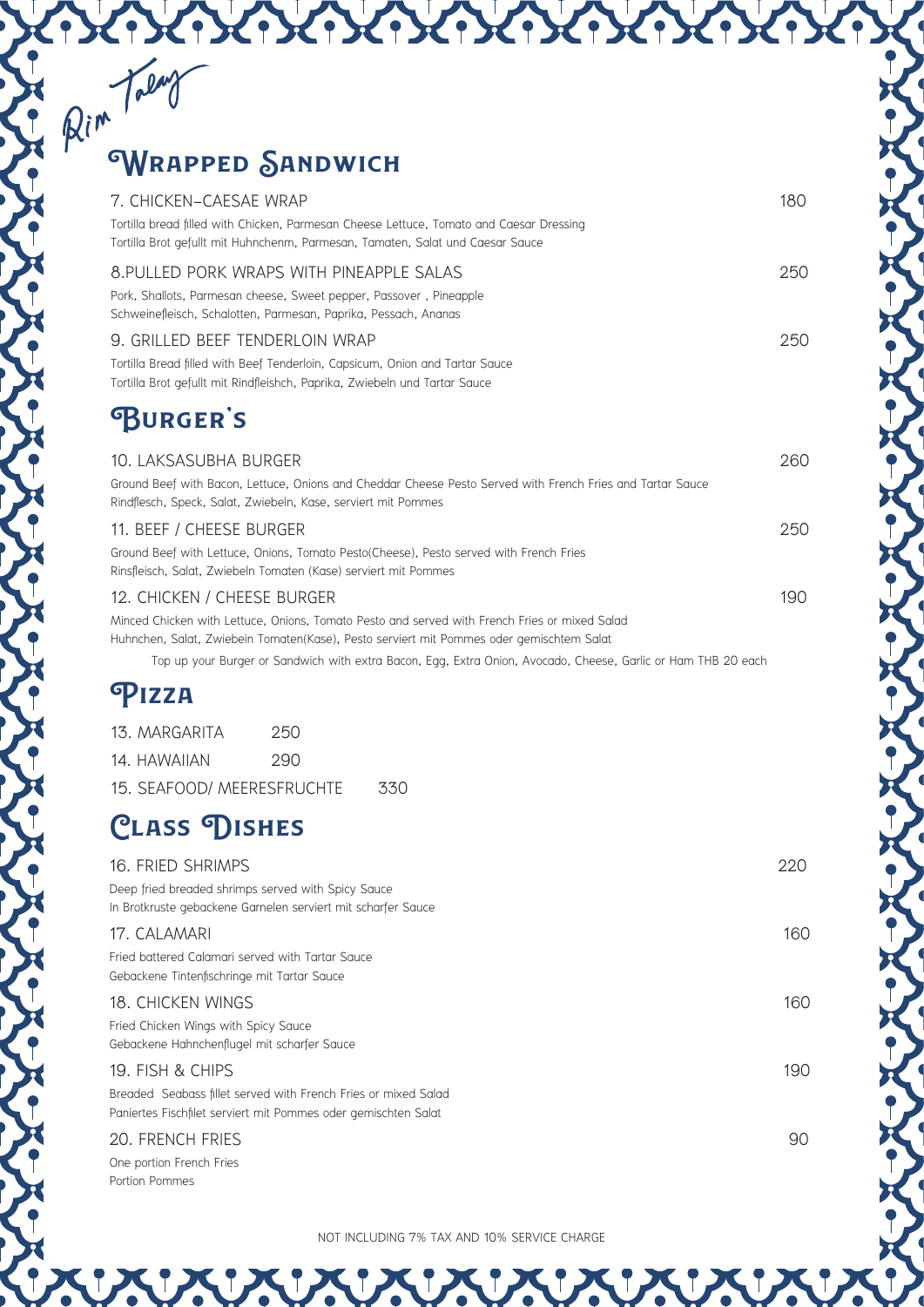Rim Talay

## Wrapped Sandwich

**7. CHICKEN-CAESAE WRAP** 180

Tortilla bread filled with Chicken, Parmesan Cheese Lettuce, Tomato and Caesar Dressing
Tortilla Brot gefullt mit Huhnchenm, Parmesan, Tamaten, Salat und Caesar Sauce

**8.PULLED PORK WRAPS WITH PINEAPPLE SALAS** 250

Pork, Shallots, Parmesan cheese, Sweet pepper, Passover , Pineapple
Schweinefleisch, Schalotten, Parmesan, Paprika, Pessach, Ananas

**9. GRILLED BEEF TENDERLOIN WRAP** 250

Tortilla Bread filled with Beef Tenderloin, Capsicum, Onion and Tartar Sauce
Tortilla Brot gefullt mit Rindfleishch, Paprika, Zwiebeln und Tartar Sauce

## Burger's

**10. LAKSASUBHA BURGER** 260

Ground Beef with Bacon, Lettuce, Onions and Cheddar Cheese Pesto Served with French Fries and Tartar Sauce
Rindflesch, Speck, Salat, Zwiebeln, Kase, serviert mit Pommes

**11. BEEF / CHEESE BURGER** 250

Ground Beef with Lettuce, Onions, Tomato Pesto(Cheese), Pesto served with French Fries
Rinsfleisch, Salat, Zwiebeln Tomaten (Kase) serviert mit Pommes

**12. CHICKEN / CHEESE BURGER** 190

Minced Chicken with Lettuce, Onions, Tomato Pesto and served with French Fries or mixed Salad
Huhnchen, Salat, Zwiebein Tomaten(Kase), Pesto serviert mit Pommes oder gemischtem Salat

Top up your Burger or Sandwich with extra Bacon, Egg, Extra Onion, Avocado, Cheese, Garlic or Ham THB 20 each

## Pizza

| | |
|---|---|
| 13. MARGARITA | 250 |
| 14. HAWAIIAN | 290 |
| 15. SEAFOOD/ MEERESFRUCHTE | 330 |

## Class Dishes

**16. FRIED SHRIMPS** 220

Deep fried breaded shrimps served with Spicy Sauce
In Brotkruste gebackene Garnelen serviert mit scharfer Sauce

**17. CALAMARI** 160

Fried battered Calamari served with Tartar Sauce
Gebackene Tintenfischringe mit Tartar Sauce

**18. CHICKEN WINGS** 160

Fried Chicken Wings with Spicy Sauce
Gebackene Hahnchenflugel mit scharfer Sauce

**19. FISH & CHIPS** 190

Breaded Seabass fillet served with French Fries or mixed Salad
Paniertes Fischfilet serviert mit Pommes oder gemischten Salat

**20. FRENCH FRIES** 90

One portion French Fries
Portion Pommes

NOT INCLUDING 7% TAX AND 10% SERVICE CHARGE